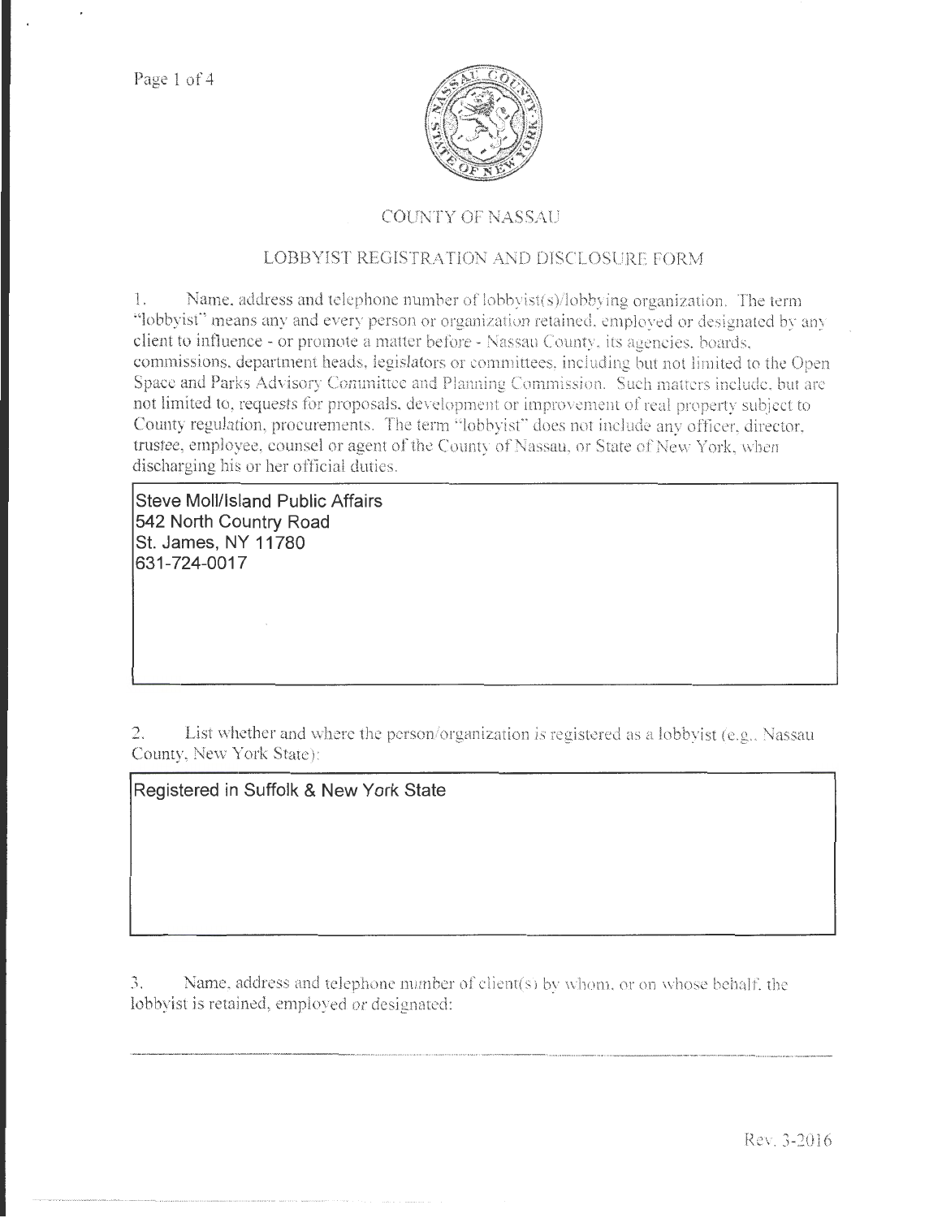# COUNTY OF NASSAU

## LOBBYIST REGISTRATION AND DISCLOSURE FORM

1. Name, address and telephone number of lobbyist(s)/lobbying organization. The term "lobbyist" means any and every person or organization retained, employed or designated by any client to influence - or promote a matter before - Nassau County, its agencies, boards, commissions, department heads, legislators or committees, including but not limited to the Open Space and Parks Advisory Committee and Planning Commission. Such matters include, but are not limited to, requests for proposals, development or improvement of real property subject to County regulation, procurements. The term "lobbyist" does not include any officer, director, trustee, employee, counsel or agent of the County of Nassau, or State of New York, when discharging his or her official duties.

Steve Moll/Island Public Affairs
542 North Country Road
St. James, NY 11780
631-724-0017

2. List whether and where the person/organization is registered as a lobbyist (e.g., Nassau County, New York State):

Registered in Suffolk & New York State

3. Name, address and telephone number of client(s) by whom, or on whose behalf, the lobbyist is retained, employed or designated:

Rev. 3-2016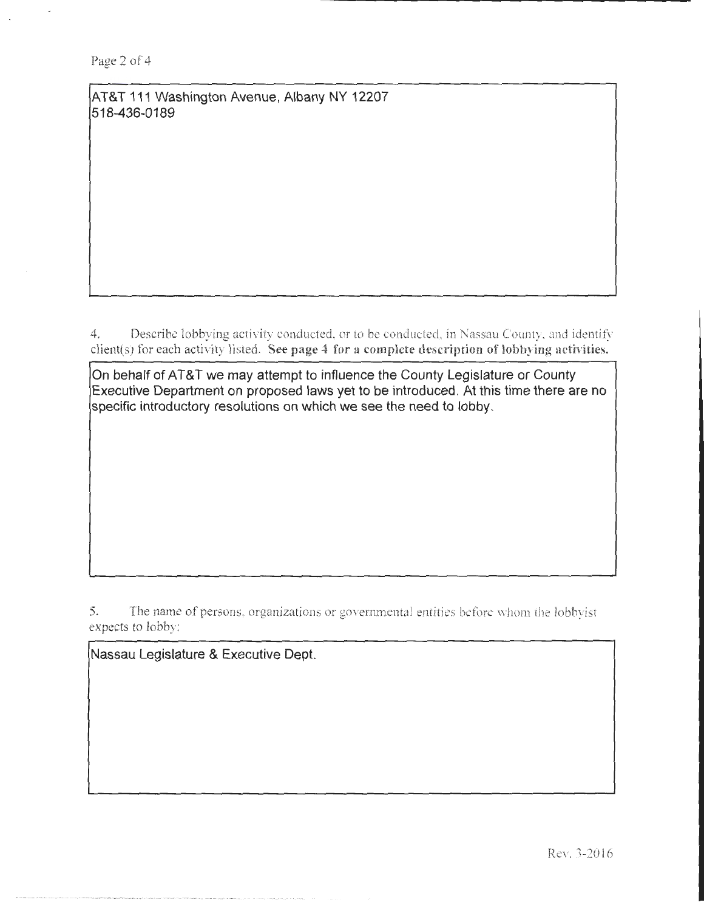AT&T 111 Washington Avenue, Albany NY 12207
518-436-0189

4. Describe lobbying activity conducted, or to be conducted, in Nassau County, and identify client(s) for each activity listed. **See page 4 for a complete description of lobbying activities.**

On behalf of AT&T we may attempt to influence the County Legislature or County Executive Department on proposed laws yet to be introduced. At this time there are no specific introductory resolutions on which we see the need to lobby.

5. The name of persons, organizations or governmental entities before whom the lobbyist expects to lobby:

Nassau Legislature & Executive Dept.

Rev. 3-2016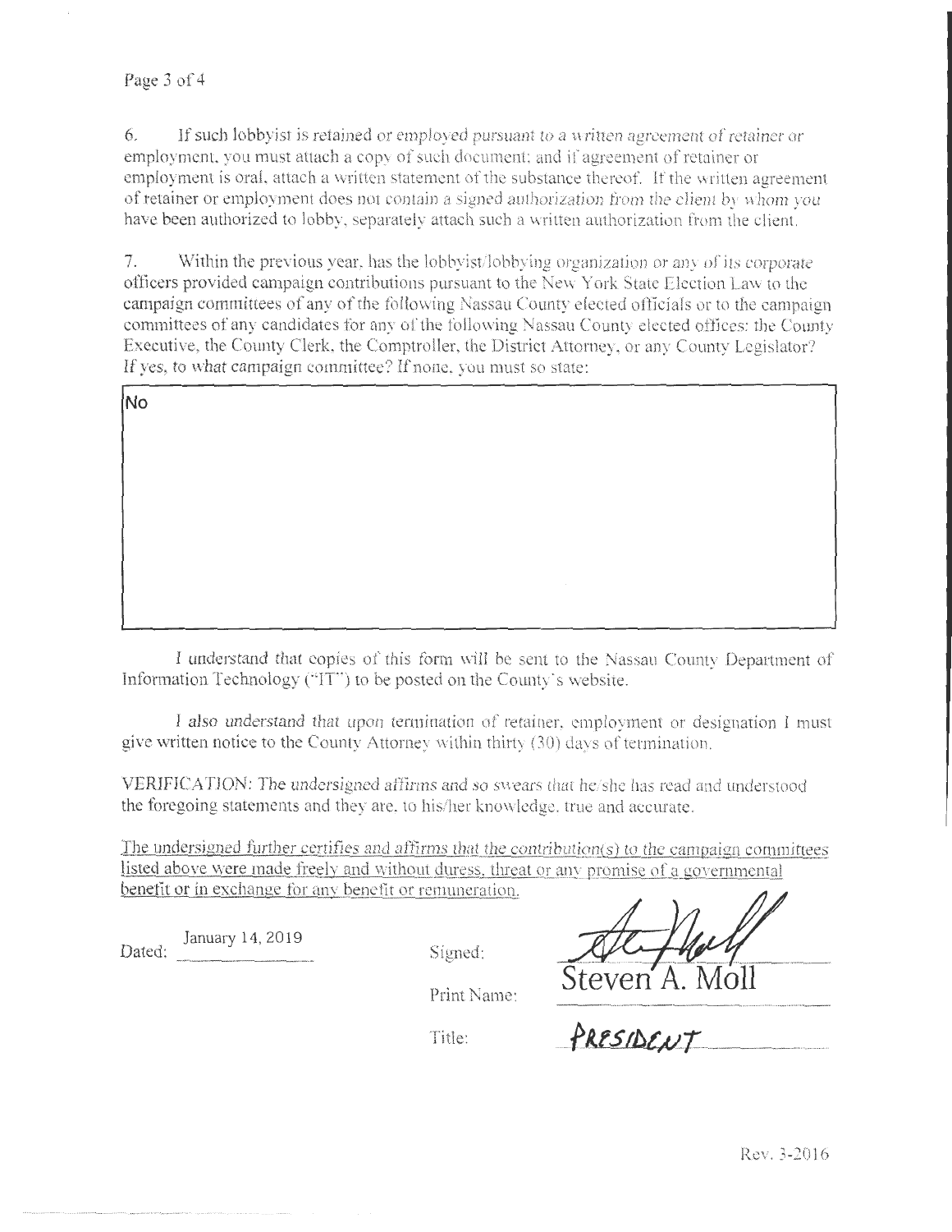6. If such lobbyist is retained or employed pursuant to a written agreement of retainer or employment, you must attach a copy of such document; and if agreement of retainer or employment is oral, attach a written statement of the substance thereof. If the written agreement of retainer or employment does not contain a signed authorization from the client by whom you have been authorized to lobby, separately attach such a written authorization from the client.

7. Within the previous year, has the lobbyist/lobbying organization or any of its corporate officers provided campaign contributions pursuant to the New York State Election Law to the campaign committees of any of the following Nassau County elected officials or to the campaign committees of any candidates for any of the following Nassau County elected offices: the County Executive, the County Clerk, the Comptroller, the District Attorney, or any County Legislator? If yes, to what campaign committee? If none, you must so state:

No

I understand that copies of this form will be sent to the Nassau County Department of Information Technology ("IT") to be posted on the County's website.

I also understand that upon termination of retainer, employment or designation I must give written notice to the County Attorney within thirty (30) days of termination.

VERIFICATION: The undersigned affirms and so swears that he/she has read and understood the foregoing statements and they are, to his/her knowledge, true and accurate.

The undersigned further certifies and affirms that the contribution(s) to the campaign committees listed above were made freely and without duress, threat or any promise of a governmental benefit or in exchange for any benefit or remuneration.

Dated: January 14, 2019

Signed: [signature]

Print Name: Steven A. Moll

Title: PRESIDENT

Rev. 3-2016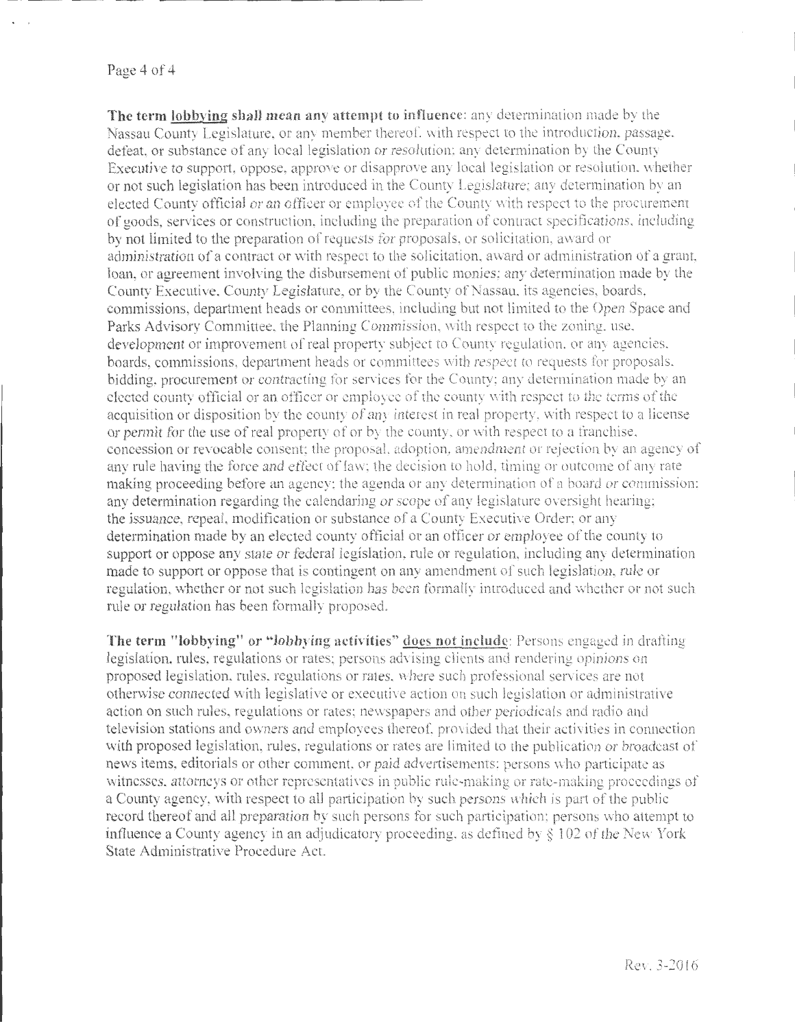**The term <u>lobbying</u> shall mean any attempt to influence**: any determination made by the Nassau County Legislature, or any member thereof, with respect to the introduction, passage, defeat, or substance of any local legislation or resolution; any determination by the County Executive to support, oppose, approve or disapprove any local legislation or resolution, whether or not such legislation has been introduced in the County Legislature; any determination by an elected County official or an officer or employee of the County with respect to the procurement of goods, services or construction, including the preparation of contract specifications, including by not limited to the preparation of requests for proposals, or solicitation, award or administration of a contract or with respect to the solicitation, award or administration of a grant, loan, or agreement involving the disbursement of public monies; any determination made by the County Executive, County Legislature, or by the County of Nassau, its agencies, boards, commissions, department heads or committees, including but not limited to the Open Space and Parks Advisory Committee, the Planning Commission, with respect to the zoning, use, development or improvement of real property subject to County regulation, or any agencies, boards, commissions, department heads or committees with respect to requests for proposals, bidding, procurement or contracting for services for the County; any determination made by an elected county official or an officer or employee of the county with respect to the terms of the acquisition or disposition by the county of any interest in real property, with respect to a license or permit for the use of real property of or by the county, or with respect to a franchise, concession or revocable consent; the proposal, adoption, amendment or rejection by an agency of any rule having the force and effect of law; the decision to hold, timing or outcome of any rate making proceeding before an agency; the agenda or any determination of a board or commission; any determination regarding the calendaring or scope of any legislature oversight hearing; the issuance, repeal, modification or substance of a County Executive Order; or any determination made by an elected county official or an officer or employee of the county to support or oppose any state or federal legislation, rule or regulation, including any determination made to support or oppose that is contingent on any amendment of such legislation, rule or regulation, whether or not such legislation has been formally introduced and whether or not such rule or regulation has been formally proposed.

**The term "lobbying" or "lobbying activities" <u>does not include</u>**: Persons engaged in drafting legislation, rules, regulations or rates; persons advising clients and rendering opinions on proposed legislation, rules, regulations or rates, where such professional services are not otherwise connected with legislative or executive action on such legislation or administrative action on such rules, regulations or rates; newspapers and other periodicals and radio and television stations and owners and employees thereof, provided that their activities in connection with proposed legislation, rules, regulations or rates are limited to the publication or broadcast of news items, editorials or other comment, or paid advertisements; persons who participate as witnesses, attorneys or other representatives in public rule-making or rate-making proceedings of a County agency, with respect to all participation by such persons which is part of the public record thereof and all preparation by such persons for such participation; persons who attempt to influence a County agency in an adjudicatory proceeding, as defined by § 102 of the New York State Administrative Procedure Act.

Rev. 3-2016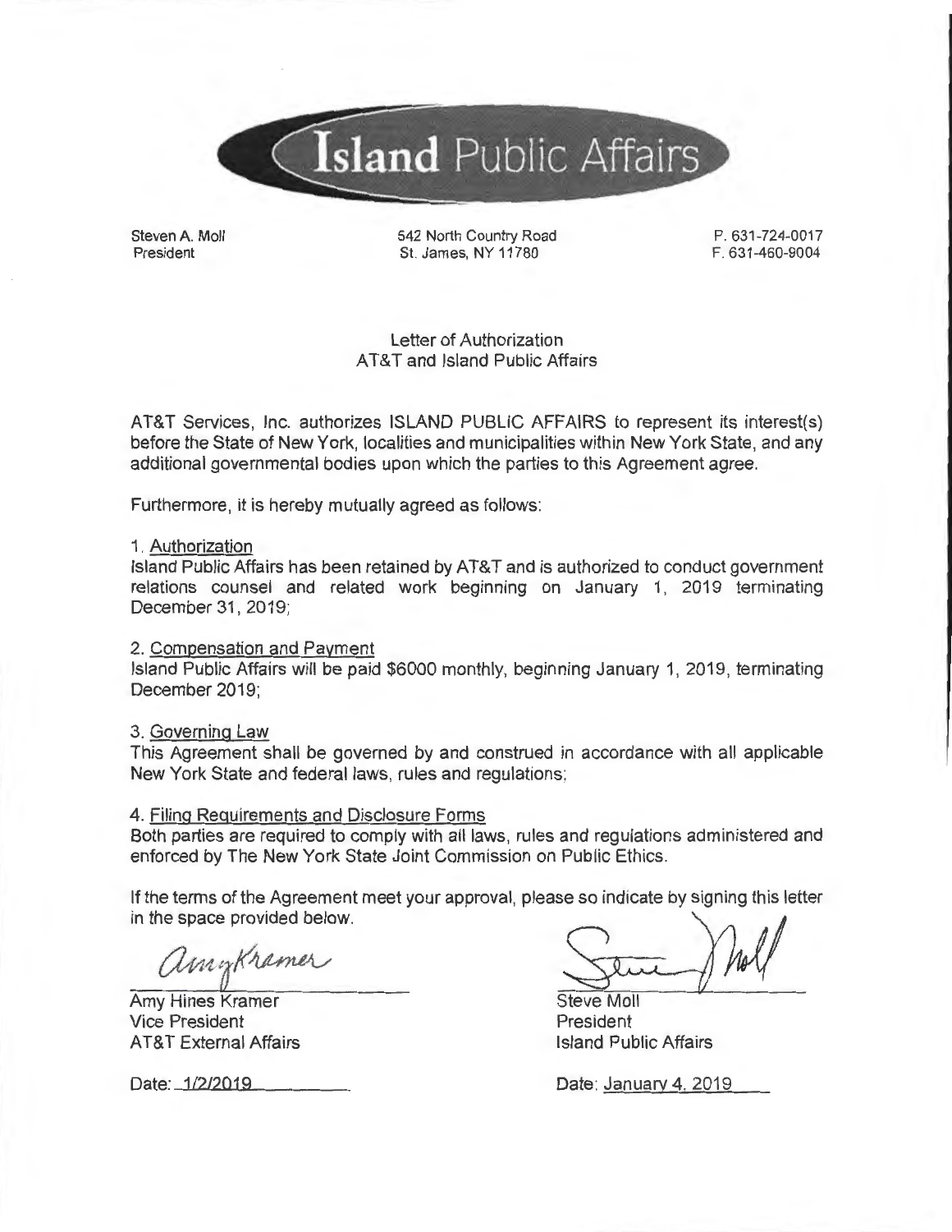# Island Public Affairs

Steven A. Moll
President

542 North Country Road
St. James, NY 11780

P. 631-724-0017
F. 631-460-9004

Letter of Authorization
AT&T and Island Public Affairs

AT&T Services, Inc. authorizes ISLAND PUBLIC AFFAIRS to represent its interest(s) before the State of New York, localities and municipalities within New York State, and any additional governmental bodies upon which the parties to this Agreement agree.

Furthermore, it is hereby mutually agreed as follows:

1. <u>Authorization</u>
Island Public Affairs has been retained by AT&T and is authorized to conduct government relations counsel and related work beginning on January 1, 2019 terminating December 31, 2019;

2. <u>Compensation and Payment</u>
Island Public Affairs will be paid $6000 monthly, beginning January 1, 2019, terminating December 2019;

3. <u>Governing Law</u>
This Agreement shall be governed by and construed in accordance with all applicable New York State and federal laws, rules and regulations;

4. <u>Filing Requirements and Disclosure Forms</u>
Both parties are required to comply with all laws, rules and regulations administered and enforced by The New York State Joint Commission on Public Ethics.

If the terms of the Agreement meet your approval, please so indicate by signing this letter in the space provided below.

Amy Hines Kramer
Vice President
AT&T External Affairs

Date: 1/2/2019

Steve Moll
President
Island Public Affairs

Date: January 4, 2019